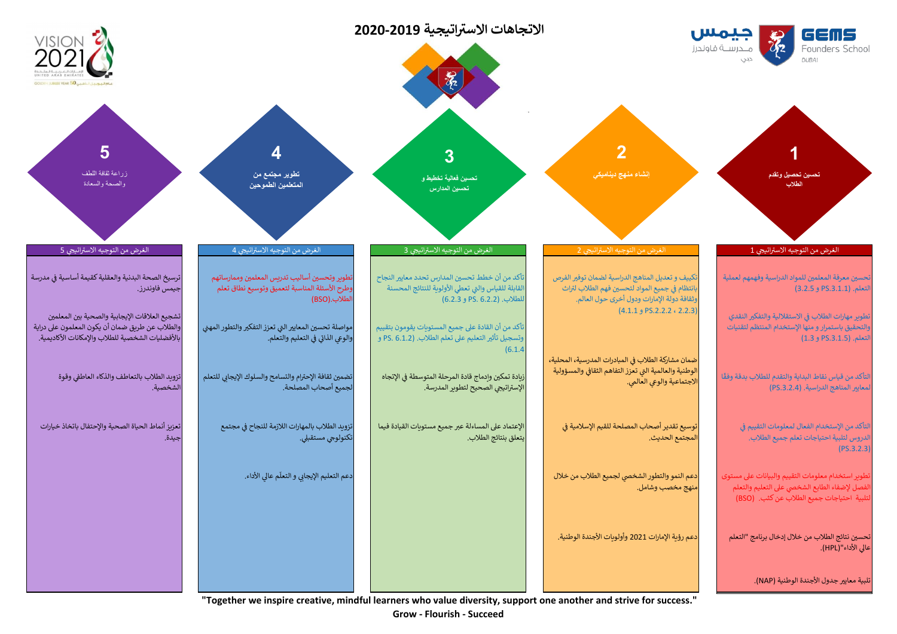# الاتجاهات الاستراتيجية 2019-2020

## 1 تحسين تحصيل وتقدم الطلاب

### الغرض من التوجيه الاستراتيجي 1

تحسين معرفة المعلمين للمواد الدراسية وفهمهم لعملية التعلم. (PS.3.1.1 و 3.2.5)

تطوير مهارات الطلاب في الاستقلالية والتفكير النقدي والتحقيق باستمرار و منها الإستخدام المنتظم لتقنيات التعلم. (PS.3.1.5 و 1.3)

التأكد من قياس نقاط البداية والتقدم للطلاب بدقة وفقًا لمعايير المناهج الدراسية. (PS.3.2.4)

التأكد من الإستخدام الفعال لمعلومات التقييم في الدروس لتلبية احتياجات تعلم جميع الطلاب. (PS.3.2.3)

تطوير استخدام معلومات التقييم والبيانات على مستوى الفصل لإضفاء الطابع الشخصي على التعليم والتعلم لتلبية احتياجات جميع الطلاب عن كثب. (BSO)

تحسين نتائج الطلاب من خلال إدخال برنامج "التعلم عالي الأداء"(HPL).

تلبية معايير جدول الأجندة الوطنية (NAP).

## 2 إنشاء منهج ديناميكي

### الغرض من التوجيه الاستراتيجي 2

تكييف و تعديل المناهج الدراسية لضمان توفير الفرص بانتظام في جميع المواد لتحسين فهم الطلاب لتراث وثقافة دولة الإمارات ودول أخرى حول العالم. (PS.2.2.2 ، 2.2.3 و 4.1.1)

ضمان مشاركة الطلاب في المبادرات المدرسية، المحلية، الوطنية والعالمية التي تعزز التفاهم الثقافي والمسؤولية الاجتماعية والوعي العالمي.

توسيع تقدير أصحاب المصلحة للقيم الإسلامية في المجتمع الحديث.

دعم النمو والتطور الشخصي لجميع الطلاب من خلال منهج مخصب وشامل.

دعم رؤية الإمارات 2021 وأولويات الأجندة الوطنية.

## 3 تحسين فعالية تخطيط و تحسين المدارس

### الغرض من التوجيه الاستراتيجي 3

تأكد من أن خطط تحسين المدارس تحدد معايير النجاح القابلة للقياس والتي تعطي الأولوية للنتائج المحسنة للطلاب. (PS. 6.2.2 و 6.2.3)

تأكد من أن القادة على جميع المستويات يقومون بتقييم وتسجيل تأثير التعليم على تعلم الطلاب. (PS. 6.1.2 و 6.1.4)

زيادة تمكين وإدماج قادة المرحلة المتوسطة في الإتجاه الإستراتيجي الصحيح لتطوير المدرسة.

الإعتماد على المساءلة عبر جميع مستويات القيادة فيما يتعلق بنتائج الطلاب.

## 4 تطوير مجتمع من المتعلمين الطموحين

### الغرض من التوجيه الاستراتيجي 4

تطوير وتحسين أساليب تدريس المعلمين وممارساتهم وطرح الأسئلة المناسبة لتعميق وتوسيع نطاق تعلم الطلاب.(BSO)

مواصلة تحسين المعايير التي تعزز التفكير والتطور المهني والوعي الذاتي في التعليم والتعلم.

تضمين ثقافة الإحترام والتسامح والسلوك الإيجابي للتعلم لجميع أصحاب المصلحة.

تزويد الطلاب بالمهارات اللازمة للنجاح في مجتمع تكنولوجي مستقبلي.

دعم التعليم الإيجابي و التعلّم عالي الأداء.

## 5 زراعة ثقافة اللطف والصحة والسعادة

### الغرض من التوجيه الاستراتيجي 5

ترسيخ الصحة البدنية والعقلية كقيمة أساسية في مدرسة جيمس فاوندرز.

تشجيع العلاقات الإيجابية والصحية بين المعلمين والطلاب عن طريق ضمان أن يكون المعلمون على دراية بالأفضليات الشخصية للطلاب والإمكانات الأكاديمية.

تزويد الطلاب بالتعاطف والذكاء العاطفي وقوة الشخصية.

تعزيز أنماط الحياة الصحية والإحتفال باتخاذ خيارات جيدة.

"Together we inspire creative, mindful learners who value diversity, support one another and strive for success."

Grow - Flourish - Succeed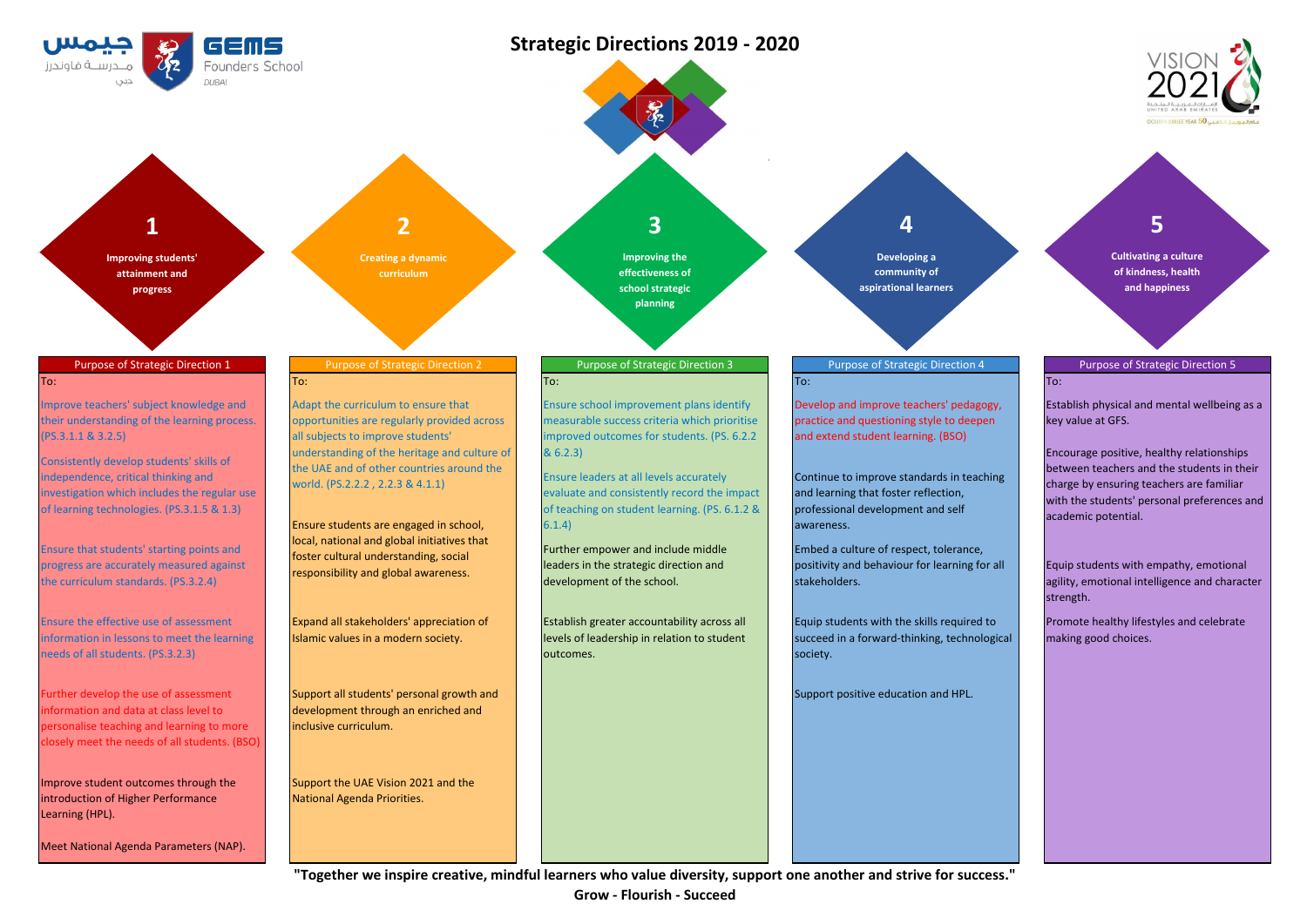# Strategic Directions 2019 - 2020

GEMS Founders School DUBAI

## 1 Improving students' attainment and progress

**Purpose of Strategic Direction 1**

To:

- Improve teachers' subject knowledge and their understanding of the learning process. (PS.3.1.1 & 3.2.5)
- Consistently develop students' skills of independence, critical thinking and investigation which includes the regular use of learning technologies. (PS.3.1.5 & 1.3)
- Ensure that students' starting points and progress are accurately measured against the curriculum standards. (PS.3.2.4)
- Ensure the effective use of assessment information in lessons to meet the learning needs of all students. (PS.3.2.3)
- Further develop the use of assessment information and data at class level to personalise teaching and learning to more closely meet the needs of all students. (BSO)
- Improve student outcomes through the introduction of Higher Performance Learning (HPL).
- Meet National Agenda Parameters (NAP).

## 2 Creating a dynamic curriculum

**Purpose of Strategic Direction 2**

To:

- Adapt the curriculum to ensure that opportunities are regularly provided across all subjects to improve students' understanding of the heritage and culture of the UAE and of other countries around the world. (PS.2.2.2 , 2.2.3 & 4.1.1)
- Ensure students are engaged in school, local, national and global initiatives that foster cultural understanding, social responsibility and global awareness.
- Expand all stakeholders' appreciation of Islamic values in a modern society.
- Support all students' personal growth and development through an enriched and inclusive curriculum.
- Support the UAE Vision 2021 and the National Agenda Priorities.

## 3 Improving the effectiveness of school strategic planning

**Purpose of Strategic Direction 3**

To:

- Ensure school improvement plans identify measurable success criteria which prioritise improved outcomes for students. (PS. 6.2.2 & 6.2.3)
- Ensure leaders at all levels accurately evaluate and consistently record the impact of teaching on student learning. (PS. 6.1.2 & 6.1.4)
- Further empower and include middle leaders in the strategic direction and development of the school.
- Establish greater accountability across all levels of leadership in relation to student outcomes.

## 4 Developing a community of aspirational learners

**Purpose of Strategic Direction 4**

To:

- Develop and improve teachers' pedagogy, practice and questioning style to deepen and extend student learning. (BSO)
- Continue to improve standards in teaching and learning that foster reflection, professional development and self awareness.
- Embed a culture of respect, tolerance, positivity and behaviour for learning for all stakeholders.
- Equip students with the skills required to succeed in a forward-thinking, technological society.
- Support positive education and HPL.

## 5 Cultivating a culture of kindness, health and happiness

**Purpose of Strategic Direction 5**

To:

- Establish physical and mental wellbeing as a key value at GFS.
- Encourage positive, healthy relationships between teachers and the students in their charge by ensuring teachers are familiar with the students' personal preferences and academic potential.
- Equip students with empathy, emotional agility, emotional intelligence and character strength.
- Promote healthy lifestyles and celebrate making good choices.

**"Together we inspire creative, mindful learners who value diversity, support one another and strive for success."**

**Grow - Flourish - Succeed**